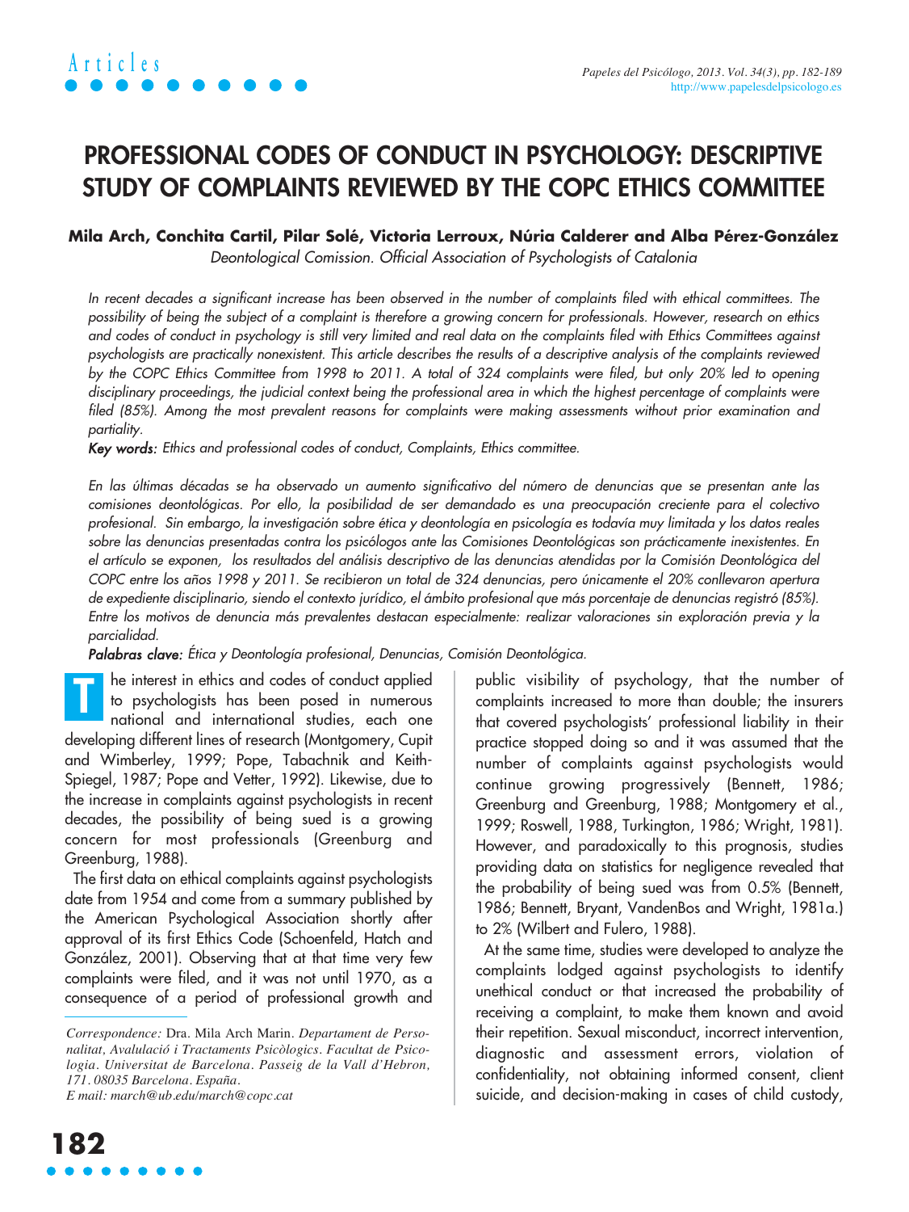# PROFESSIONAL CODES OF CONDUCT IN PSYCHOLOGY: DESCRIPTIVE STUDY OF COMPLAINTS REVIEWED BY THE COPC ETHICS COMMITTEE

**Mila Arch, Conchita Cartil, Pilar Solé, Victoria Lerroux, Núria Calderer and Alba Pérez-González**

*Deontological Comission. Official Association of Psychologists of Catalonia*

*In recent decades a significant increase has been observed in the number of complaints filed with ethical committees. The possibility of being the subject of a complaint is therefore a growing concern for professionals. However, research on ethics and codes of conduct in psychology is still very limited and real data on the complaints filed with Ethics Committees against psychologists are practically nonexistent. This article describes the results of a descriptive analysis of the complaints reviewed by the COPC Ethics Committee from 1998 to 2011. A total of 324 complaints were filed, but only 20% led to opening disciplinary proceedings, the judicial context being the professional area in which the highest percentage of complaints were filed (85%). Among the most prevalent reasons for complaints were making assessments without prior examination and partiality.*

***Key words:*** *Ethics and professional codes of conduct, Complaints, Ethics committee.*

*En las últimas décadas se ha observado un aumento significativo del número de denuncias que se presentan ante las comisiones deontológicas. Por ello, la posibilidad de ser demandado es una preocupación creciente para el colectivo profesional. Sin embargo, la investigación sobre ética y deontología en psicología es todavía muy limitada y los datos reales sobre las denuncias presentadas contra los psicólogos ante las Comisiones Deontológicas son prácticamente inexistentes. En el artículo se exponen, los resultados del análisis descriptivo de las denuncias atendidas por la Comisión Deontológica del COPC entre los años 1998 y 2011. Se recibieron un total de 324 denuncias, pero únicamente el 20% conllevaron apertura de expediente disciplinario, siendo el contexto jurídico, el ámbito profesional que más porcentaje de denuncias registró (85%). Entre los motivos de denuncia más prevalentes destacan especialmente: realizar valoraciones sin exploración previa y la parcialidad.*

***Palabras clave:*** *Ética y Deontología profesional, Denuncias, Comisión Deontológica.*

The interest in ethics and codes of conduct applied to psychologists has been posed in numerous national and international studies, each one developing different lines of research (Montgomery, Cupit and Wimberley, 1999; Pope, Tabachnik and Keith-Spiegel, 1987; Pope and Vetter, 1992). Likewise, due to the increase in complaints against psychologists in recent decades, the possibility of being sued is a growing concern for most professionals (Greenburg and Greenburg, 1988).

The first data on ethical complaints against psychologists date from 1954 and come from a summary published by the American Psychological Association shortly after approval of its first Ethics Code (Schoenfeld, Hatch and González, 2001). Observing that at that time very few complaints were filed, and it was not until 1970, as a consequence of a period of professional growth and public visibility of psychology, that the number of complaints increased to more than double; the insurers that covered psychologists' professional liability in their practice stopped doing so and it was assumed that the number of complaints against psychologists would continue growing progressively (Bennett, 1986; Greenburg and Greenburg, 1988; Montgomery et al., 1999; Roswell, 1988, Turkington, 1986; Wright, 1981). However, and paradoxically to this prognosis, studies providing data on statistics for negligence revealed that the probability of being sued was from 0.5% (Bennett, 1986; Bennett, Bryant, VandenBos and Wright, 1981a.) to 2% (Wilbert and Fulero, 1988).

At the same time, studies were developed to analyze the complaints lodged against psychologists to identify unethical conduct or that increased the probability of receiving a complaint, to make them known and avoid their repetition. Sexual misconduct, incorrect intervention, diagnostic and assessment errors, violation of confidentiality, not obtaining informed consent, client suicide, and decision-making in cases of child custody,

*Correspondence:* Dra. Mila Arch Marin. *Departament de Personalitat, Avalulació i Tractaments Psicològics. Facultat de Psicologia. Universitat de Barcelona. Passeig de la Vall d'Hebron, 171. 08035 Barcelona. España.*
*E mail: march@ub.edu/march@copc.cat*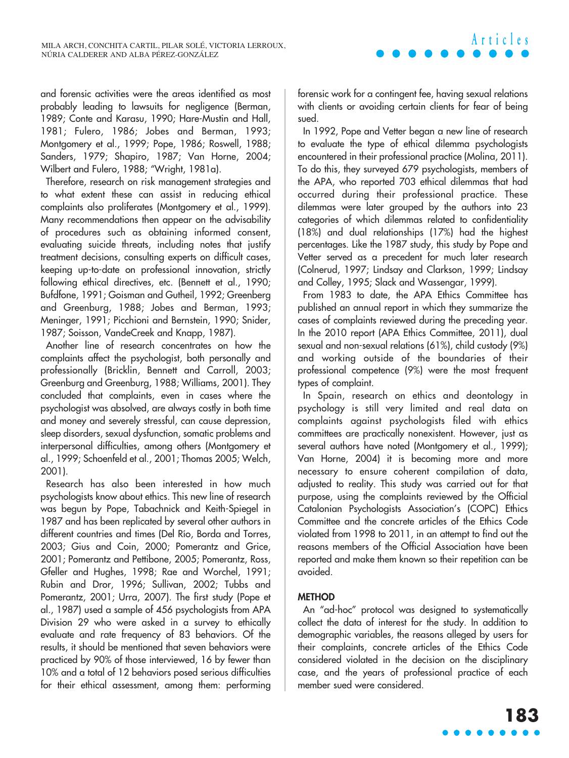and forensic activities were the areas identified as most probably leading to lawsuits for negligence (Berman, 1989; Conte and Karasu, 1990; Hare-Mustin and Hall, 1981; Fulero, 1986; Jobes and Berman, 1993; Montgomery et al., 1999; Pope, 1986; Roswell, 1988; Sanders, 1979; Shapiro, 1987; Van Horne, 2004; Wilbert and Fulero, 1988; "Wright, 1981a).

Therefore, research on risk management strategies and to what extent these can assist in reducing ethical complaints also proliferates (Montgomery et al., 1999). Many recommendations then appear on the advisability of procedures such as obtaining informed consent, evaluating suicide threats, including notes that justify treatment decisions, consulting experts on difficult cases, keeping up-to-date on professional innovation, strictly following ethical directives, etc. (Bennett et al., 1990; Bufdfone, 1991; Goisman and Gutheil, 1992; Greenberg and Greenburg, 1988; Jobes and Berman, 1993; Meninger, 1991; Picchioni and Bernstein, 1990; Snider, 1987; Soisson, VandeCreek and Knapp, 1987).

Another line of research concentrates on how the complaints affect the psychologist, both personally and professionally (Bricklin, Bennett and Carroll, 2003; Greenburg and Greenburg, 1988; Williams, 2001). They concluded that complaints, even in cases where the psychologist was absolved, are always costly in both time and money and severely stressful, can cause depression, sleep disorders, sexual dysfunction, somatic problems and interpersonal difficulties, among others (Montgomery et al., 1999; Schoenfeld et al., 2001; Thomas 2005; Welch, 2001).

Research has also been interested in how much psychologists know about ethics. This new line of research was begun by Pope, Tabachnick and Keith-Spiegel in 1987 and has been replicated by several other authors in different countries and times (Del Río, Borda and Torres, 2003; Gius and Coin, 2000; Pomerantz and Grice, 2001; Pomerantz and Pettibone, 2005; Pomerantz, Ross, Gfeller and Hughes, 1998; Rae and Worchel, 1991; Rubin and Dror, 1996; Sullivan, 2002; Tubbs and Pomerantz, 2001; Urra, 2007). The first study (Pope et al., 1987) used a sample of 456 psychologists from APA Division 29 who were asked in a survey to ethically evaluate and rate frequency of 83 behaviors. Of the results, it should be mentioned that seven behaviors were practiced by 90% of those interviewed, 16 by fewer than 10% and a total of 12 behaviors posed serious difficulties for their ethical assessment, among them: performing forensic work for a contingent fee, having sexual relations with clients or avoiding certain clients for fear of being sued.

In 1992, Pope and Vetter began a new line of research to evaluate the type of ethical dilemma psychologists encountered in their professional practice (Molina, 2011). To do this, they surveyed 679 psychologists, members of the APA, who reported 703 ethical dilemmas that had occurred during their professional practice. These dilemmas were later grouped by the authors into 23 categories of which dilemmas related to confidentiality (18%) and dual relationships (17%) had the highest percentages. Like the 1987 study, this study by Pope and Vetter served as a precedent for much later research (Colnerud, 1997; Lindsay and Clarkson, 1999; Lindsay and Colley, 1995; Slack and Wassengar, 1999).

From 1983 to date, the APA Ethics Committee has published an annual report in which they summarize the cases of complaints reviewed during the preceding year. In the 2010 report (APA Ethics Committee, 2011), dual sexual and non-sexual relations (61%), child custody (9%) and working outside of the boundaries of their professional competence (9%) were the most frequent types of complaint.

In Spain, research on ethics and deontology in psychology is still very limited and real data on complaints against psychologists filed with ethics committees are practically nonexistent. However, just as several authors have noted (Montgomery et al., 1999); Van Horne, 2004) it is becoming more and more necessary to ensure coherent compilation of data, adjusted to reality. This study was carried out for that purpose, using the complaints reviewed by the Official Catalonian Psychologists Association's (COPC) Ethics Committee and the concrete articles of the Ethics Code violated from 1998 to 2011, in an attempt to find out the reasons members of the Official Association have been reported and make them known so their repetition can be avoided.

## METHOD

An "ad-hoc" protocol was designed to systematically collect the data of interest for the study. In addition to demographic variables, the reasons alleged by users for their complaints, concrete articles of the Ethics Code considered violated in the decision on the disciplinary case, and the years of professional practice of each member sued were considered.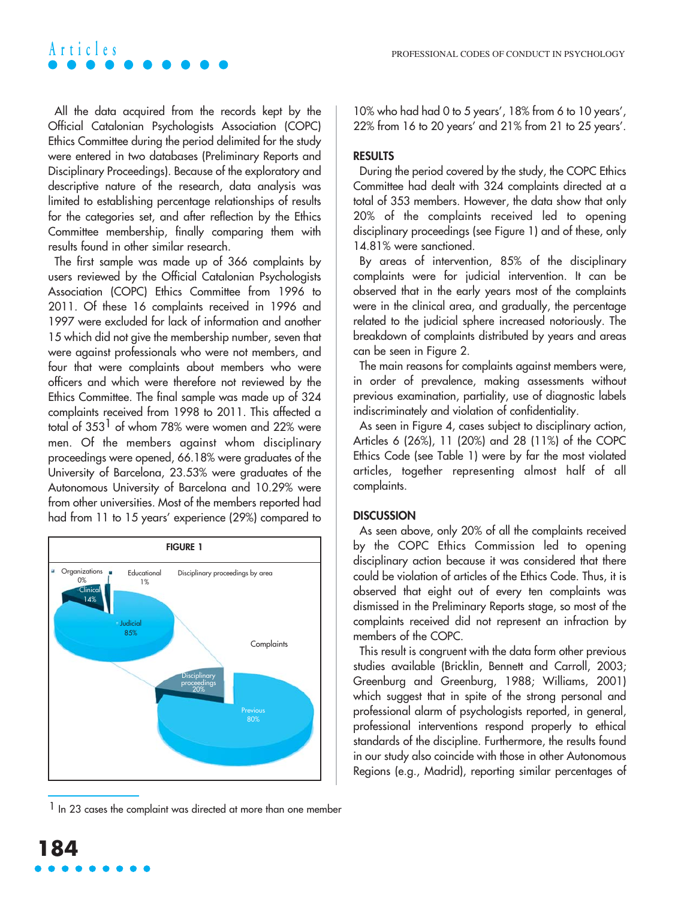All the data acquired from the records kept by the Official Catalonian Psychologists Association (COPC) Ethics Committee during the period delimited for the study were entered in two databases (Preliminary Reports and Disciplinary Proceedings). Because of the exploratory and descriptive nature of the research, data analysis was limited to establishing percentage relationships of results for the categories set, and after reflection by the Ethics Committee membership, finally comparing them with results found in other similar research.

The first sample was made up of 366 complaints by users reviewed by the Official Catalonian Psychologists Association (COPC) Ethics Committee from 1996 to 2011. Of these 16 complaints received in 1996 and 1997 were excluded for lack of information and another 15 which did not give the membership number, seven that were against professionals who were not members, and four that were complaints about members who were officers and which were therefore not reviewed by the Ethics Committee. The final sample was made up of 324 complaints received from 1998 to 2011. This affected a total of 353[1] of whom 78% were women and 22% were men. Of the members against whom disciplinary proceedings were opened, 66.18% were graduates of the University of Barcelona, 23.53% were graduates of the Autonomous University of Barcelona and 10.29% were from other universities. Most of the members reported had had from 11 to 15 years' experience (29%) compared to 10% who had had 0 to 5 years', 18% from 6 to 10 years', 22% from 16 to 20 years' and 21% from 21 to 25 years'.

**FIGURE 1**

Disciplinary proceedings by area: Organizations 0%; Educational 1%; Clinical 14%; Judicial 85%

Complaints: Disciplinary proceedings 20%; Previous 80%

[1] In 23 cases the complaint was directed at more than one member

## RESULTS

During the period covered by the study, the COPC Ethics Committee had dealt with 324 complaints directed at a total of 353 members. However, the data show that only 20% of the complaints received led to opening disciplinary proceedings (see Figure 1) and of these, only 14.81% were sanctioned.

By areas of intervention, 85% of the disciplinary complaints were for judicial intervention. It can be observed that in the early years most of the complaints were in the clinical area, and gradually, the percentage related to the judicial sphere increased notoriously. The breakdown of complaints distributed by years and areas can be seen in Figure 2.

The main reasons for complaints against members were, in order of prevalence, making assessments without previous examination, partiality, use of diagnostic labels indiscriminately and violation of confidentiality.

As seen in Figure 4, cases subject to disciplinary action, Articles 6 (26%), 11 (20%) and 28 (11%) of the COPC Ethics Code (see Table 1) were by far the most violated articles, together representing almost half of all complaints.

## DISCUSSION

As seen above, only 20% of all the complaints received by the COPC Ethics Commission led to opening disciplinary action because it was considered that there could be violation of articles of the Ethics Code. Thus, it is observed that eight out of every ten complaints was dismissed in the Preliminary Reports stage, so most of the complaints received did not represent an infraction by members of the COPC.

This result is congruent with the data form other previous studies available (Bricklin, Bennett and Carroll, 2003; Greenburg and Greenburg, 1988; Williams, 2001) which suggest that in spite of the strong personal and professional alarm of psychologists reported, in general, professional interventions respond properly to ethical standards of the discipline. Furthermore, the results found in our study also coincide with those in other Autonomous Regions (e.g., Madrid), reporting similar percentages of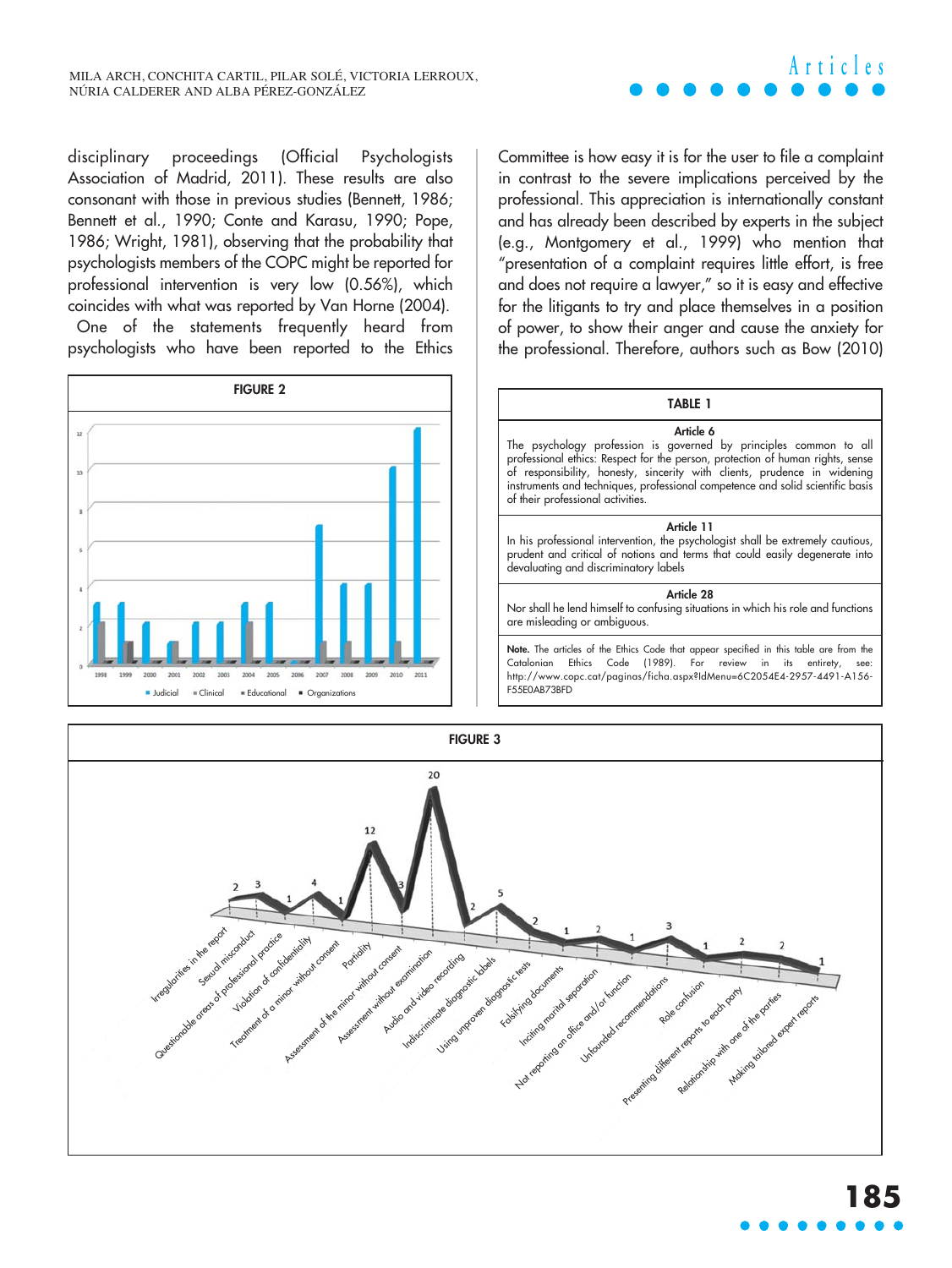disciplinary proceedings (Official Psychologists Association of Madrid, 2011). These results are also consonant with those in previous studies (Bennett, 1986; Bennett et al., 1990; Conte and Karasu, 1990; Pope, 1986; Wright, 1981), observing that the probability that psychologists members of the COPC might be reported for professional intervention is very low (0.56%), which coincides with what was reported by Van Horne (2004).

One of the statements frequently heard from psychologists who have been reported to the Ethics Committee is how easy it is for the user to file a complaint in contrast to the severe implications perceived by the professional. This appreciation is internationally constant and has already been described by experts in the subject (e.g., Montgomery et al., 1999) who mention that "presentation of a complaint requires little effort, is free and does not require a lawyer," so it is easy and effective for the litigants to try and place themselves in a position of power, to show their anger and cause the anxiety for the professional. Therefore, authors such as Bow (2010)

**FIGURE 2**

**TABLE 1**

| |
|---|
| **Article 6**<br>The psychology profession is governed by principles common to all professional ethics: Respect for the person, protection of human rights, sense of responsibility, honesty, sincerity with clients, prudence in widening instruments and techniques, professional competence and solid scientific basis of their professional activities. |
| **Article 11**<br>In his professional intervention, the psychologist shall be extremely cautious, prudent and critical of notions and terms that could easily degenerate into devaluating and discriminatory labels |
| **Article 28**<br>Nor shall he lend himself to confusing situations in which his role and functions are misleading or ambiguous. |
| **Note.** The articles of the Ethics Code that appear specified in this table are from the Catalonian Ethics Code (1989). For review in its entirety, see: http://www.copc.cat/paginas/ficha.aspx?IdMenu=6C2054E4-2957-4491-A156-F55E0AB73BFD |

**FIGURE 3**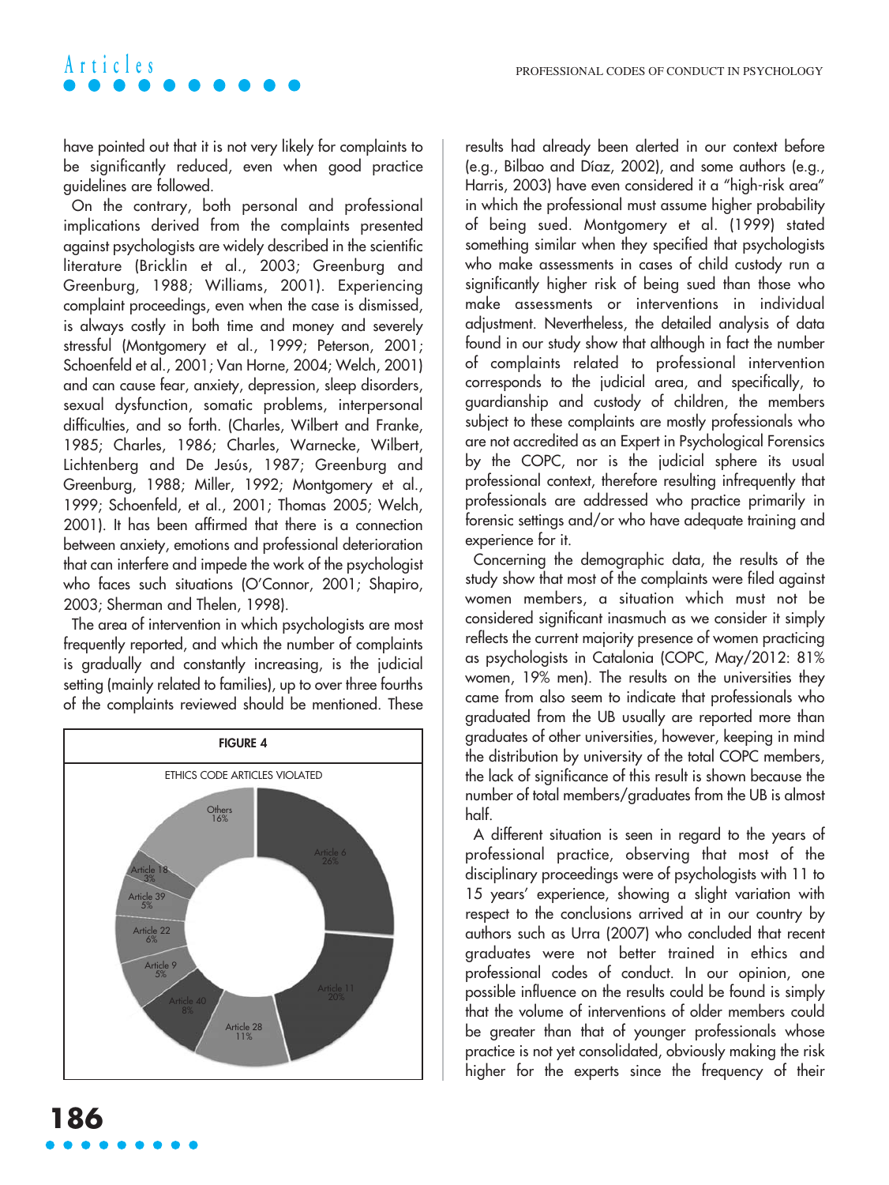have pointed out that it is not very likely for complaints to be significantly reduced, even when good practice guidelines are followed.

On the contrary, both personal and professional implications derived from the complaints presented against psychologists are widely described in the scientific literature (Bricklin et al., 2003; Greenburg and Greenburg, 1988; Williams, 2001). Experiencing complaint proceedings, even when the case is dismissed, is always costly in both time and money and severely stressful (Montgomery et al., 1999; Peterson, 2001; Schoenfeld et al., 2001; Van Horne, 2004; Welch, 2001) and can cause fear, anxiety, depression, sleep disorders, sexual dysfunction, somatic problems, interpersonal difficulties, and so forth. (Charles, Wilbert and Franke, 1985; Charles, 1986; Charles, Warnecke, Wilbert, Lichtenberg and De Jesús, 1987; Greenburg and Greenburg, 1988; Miller, 1992; Montgomery et al., 1999; Schoenfeld, et al., 2001; Thomas 2005; Welch, 2001). It has been affirmed that there is a connection between anxiety, emotions and professional deterioration that can interfere and impede the work of the psychologist who faces such situations (O'Connor, 2001; Shapiro, 2003; Sherman and Thelen, 1998).

The area of intervention in which psychologists are most frequently reported, and which the number of complaints is gradually and constantly increasing, is the judicial setting (mainly related to families), up to over three fourths of the complaints reviewed should be mentioned. These results had already been alerted in our context before (e.g., Bilbao and Díaz, 2002), and some authors (e.g., Harris, 2003) have even considered it a "high-risk area" in which the professional must assume higher probability of being sued. Montgomery et al. (1999) stated something similar when they specified that psychologists who make assessments in cases of child custody run a significantly higher risk of being sued than those who make assessments or interventions in individual adjustment. Nevertheless, the detailed analysis of data found in our study show that although in fact the number of complaints related to professional intervention corresponds to the judicial area, and specifically, to guardianship and custody of children, the members subject to these complaints are mostly professionals who are not accredited as an Expert in Psychological Forensics by the COPC, nor is the judicial sphere its usual professional context, therefore resulting infrequently that professionals are addressed who practice primarily in forensic settings and/or who have adequate training and experience for it.

Concerning the demographic data, the results of the study show that most of the complaints were filed against women members, a situation which must not be considered significant inasmuch as we consider it simply reflects the current majority presence of women practicing as psychologists in Catalonia (COPC, May/2012: 81% women, 19% men). The results on the universities they came from also seem to indicate that professionals who graduated from the UB usually are reported more than graduates of other universities, however, keeping in mind the distribution by university of the total COPC members, the lack of significance of this result is shown because the number of total members/graduates from the UB is almost half.

A different situation is seen in regard to the years of professional practice, observing that most of the disciplinary proceedings were of psychologists with 11 to 15 years' experience, showing a slight variation with respect to the conclusions arrived at in our country by authors such as Urra (2007) who concluded that recent graduates were not better trained in ethics and professional codes of conduct. In our opinion, one possible influence on the results could be found is simply that the volume of interventions of older members could be greater than that of younger professionals whose practice is not yet consolidated, obviously making the risk higher for the experts since the frequency of their

**FIGURE 4**

ETHICS CODE ARTICLES VIOLATED

| Article | % |
|---|---|
| Article 6 | 26% |
| Article 11 | 20% |
| Article 28 | 11% |
| Article 40 | 8% |
| Article 9 | 5% |
| Article 22 | 6% |
| Article 39 | 5% |
| Article 18 | 3% |
| Others | 16% |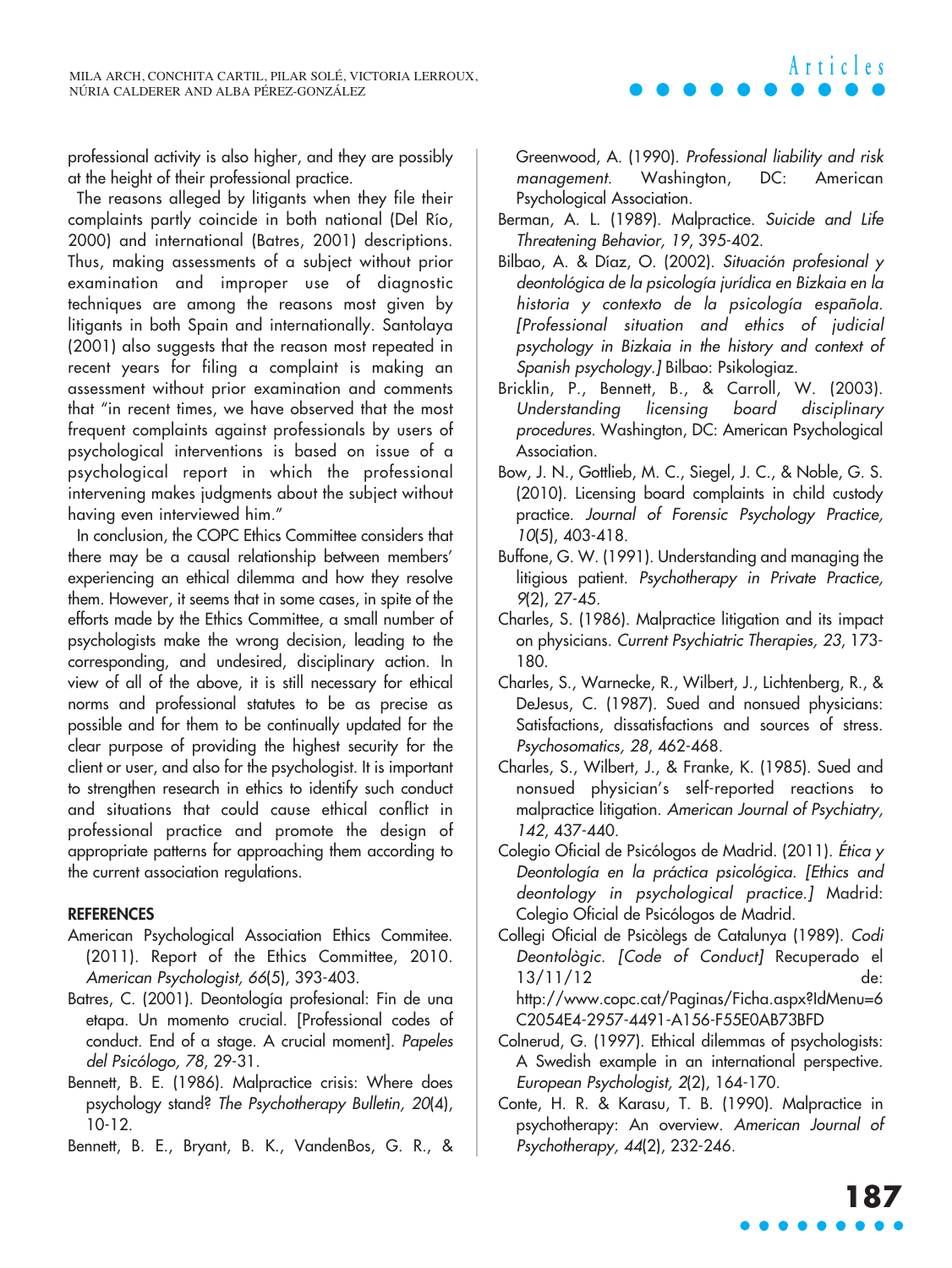professional activity is also higher, and they are possibly at the height of their professional practice.

The reasons alleged by litigants when they file their complaints partly coincide in both national (Del Río, 2000) and international (Batres, 2001) descriptions. Thus, making assessments of a subject without prior examination and improper use of diagnostic techniques are among the reasons most given by litigants in both Spain and internationally. Santolaya (2001) also suggests that the reason most repeated in recent years for filing a complaint is making an assessment without prior examination and comments that "in recent times, we have observed that the most frequent complaints against professionals by users of psychological interventions is based on issue of a psychological report in which the professional intervening makes judgments about the subject without having even interviewed him."

In conclusion, the COPC Ethics Committee considers that there may be a causal relationship between members' experiencing an ethical dilemma and how they resolve them. However, it seems that in some cases, in spite of the efforts made by the Ethics Committee, a small number of psychologists make the wrong decision, leading to the corresponding, and undesired, disciplinary action. In view of all of the above, it is still necessary for ethical norms and professional statutes to be as precise as possible and for them to be continually updated for the clear purpose of providing the highest security for the client or user, and also for the psychologist. It is important to strengthen research in ethics to identify such conduct and situations that could cause ethical conflict in professional practice and promote the design of appropriate patterns for approaching them according to the current association regulations.

## REFERENCES

American Psychological Association Ethics Commitee. (2011). Report of the Ethics Committee, 2010. *American Psychologist, 66*(5), 393-403.

Batres, C. (2001). Deontología profesional: Fin de una etapa. Un momento crucial. [Professional codes of conduct. End of a stage. A crucial moment]. *Papeles del Psicólogo, 78*, 29-31.

Bennett, B. E. (1986). Malpractice crisis: Where does psychology stand? *The Psychotherapy Bulletin, 20*(4), 10-12.

Bennett, B. E., Bryant, B. K., VandenBos, G. R., & Greenwood, A. (1990). *Professional liability and risk management*. Washington, DC: American Psychological Association.

Berman, A. L. (1989). Malpractice. *Suicide and Life Threatening Behavior, 19*, 395-402.

Bilbao, A. & Díaz, O. (2002). *Situación profesional y deontológica de la psicología jurídica en Bizkaia en la historia y contexto de la psicología española. [Professional situation and ethics of judicial psychology in Bizkaia in the history and context of Spanish psychology.]* Bilbao: Psikologiaz.

Bricklin, P., Bennett, B., & Carroll, W. (2003). *Understanding licensing board disciplinary procedures*. Washington, DC: American Psychological Association.

Bow, J. N., Gottlieb, M. C., Siegel, J. C., & Noble, G. S. (2010). Licensing board complaints in child custody practice. *Journal of Forensic Psychology Practice, 10*(5), 403-418.

Buffone, G. W. (1991). Understanding and managing the litigious patient. *Psychotherapy in Private Practice, 9*(2), 27-45.

Charles, S. (1986). Malpractice litigation and its impact on physicians. *Current Psychiatric Therapies, 23*, 173-180.

Charles, S., Warnecke, R., Wilbert, J., Lichtenberg, R., & DeJesus, C. (1987). Sued and nonsued physicians: Satisfactions, dissatisfactions and sources of stress. *Psychosomatics, 28*, 462-468.

Charles, S., Wilbert, J., & Franke, K. (1985). Sued and nonsued physician's self-reported reactions to malpractice litigation. *American Journal of Psychiatry, 142*, 437-440.

Colegio Oficial de Psicólogos de Madrid. (2011). *Ética y Deontología en la práctica psicológica. [Ethics and deontology in psychological practice.]* Madrid: Colegio Oficial de Psicólogos de Madrid.

Collegi Oficial de Psicòlegs de Catalunya (1989). *Codi Deontològic. [Code of Conduct]* Recuperado el 13/11/12 de: http://www.copc.cat/Paginas/Ficha.aspx?IdMenu=6C2054E4-2957-4491-A156-F55E0AB73BFD

Colnerud, G. (1997). Ethical dilemmas of psychologists: A Swedish example in an international perspective. *European Psychologist, 2*(2), 164-170.

Conte, H. R. & Karasu, T. B. (1990). Malpractice in psychotherapy: An overview. *American Journal of Psychotherapy, 44*(2), 232-246.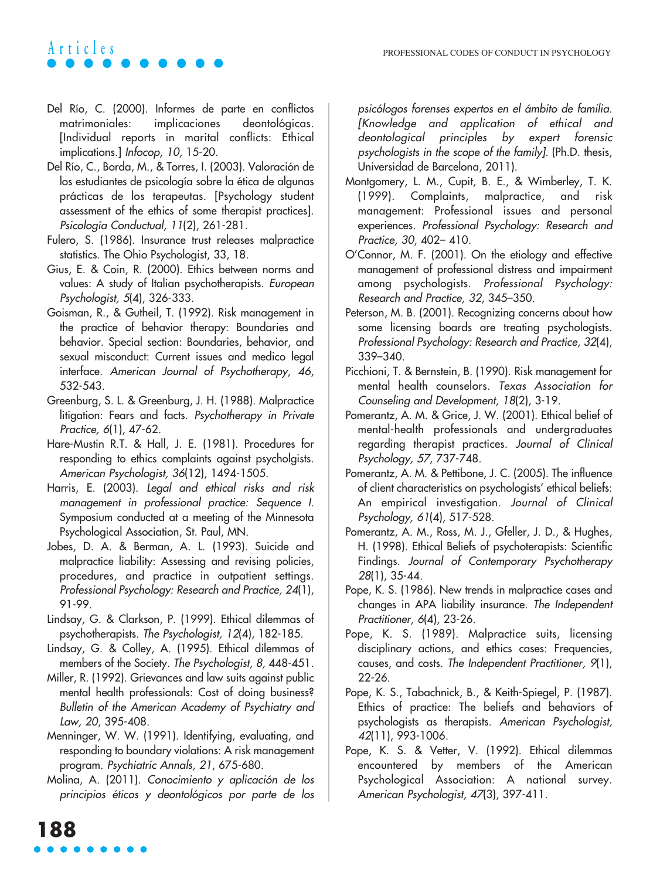Del Río, C. (2000). Informes de parte en conflictos matrimoniales: implicaciones deontológicas. [Individual reports in marital conflicts: Ethical implications.] *Infocop, 10*, 15-20.

Del Río, C., Borda, M., & Torres, I. (2003). Valoración de los estudiantes de psicología sobre la ética de algunas prácticas de los terapeutas. [Psychology student assessment of the ethics of some therapist practices]. *Psicología Conductual, 11*(2), 261-281.

Fulero, S. (1986). Insurance trust releases malpractice statistics. The Ohio Psychologist, 33, 18.

Gius, E. & Coin, R. (2000). Ethics between norms and values: A study of Italian psychotherapists. *European Psychologist, 5*(4), 326-333.

Goisman, R., & Gutheil, T. (1992). Risk management in the practice of behavior therapy: Boundaries and behavior. Special section: Boundaries, behavior, and sexual misconduct: Current issues and medico legal interface. *American Journal of Psychotherapy, 46*, 532-543.

Greenburg, S. L. & Greenburg, J. H. (1988). Malpractice litigation: Fears and facts. *Psychotherapy in Private Practice, 6*(1), 47-62.

Hare-Mustin R.T. & Hall, J. E. (1981). Procedures for responding to ethics complaints against psycholgists. *American Psychologist, 36*(12), 1494-1505.

Harris, E. (2003). *Legal and ethical risks and risk management in professional practice: Sequence I.* Symposium conducted at a meeting of the Minnesota Psychological Association, St. Paul, MN.

Jobes, D. A. & Berman, A. L. (1993). Suicide and malpractice liability: Assessing and revising policies, procedures, and practice in outpatient settings. *Professional Psychology: Research and Practice, 24*(1), 91-99.

Lindsay, G. & Clarkson, P. (1999). Ethical dilemmas of psychotherapists. *The Psychologist, 12*(4), 182-185.

Lindsay, G. & Colley, A. (1995). Ethical dilemmas of members of the Society. *The Psychologist, 8*, 448-451.

Miller, R. (1992). Grievances and law suits against public mental health professionals: Cost of doing business? *Bulletin of the American Academy of Psychiatry and Law, 20*, 395-408.

Menninger, W. W. (1991). Identifying, evaluating, and responding to boundary violations: A risk management program. *Psychiatric Annals, 21*, 675-680.

Molina, A. (2011). *Conocimiento y aplicación de los principios éticos y deontológicos por parte de los psicólogos forenses expertos en el ámbito de familia. [Knowledge and application of ethical and deontological principles by expert forensic psychologists in the scope of the family].* (Ph.D. thesis, Universidad de Barcelona, 2011).

Montgomery, L. M., Cupit, B. E., & Wimberley, T. K. (1999). Complaints, malpractice, and risk management: Professional issues and personal experiences. *Professional Psychology: Research and Practice, 30*, 402– 410.

O'Connor, M. F. (2001). On the etiology and effective management of professional distress and impairment among psychologists. *Professional Psychology: Research and Practice, 32*, 345–350.

Peterson, M. B. (2001). Recognizing concerns about how some licensing boards are treating psychologists. *Professional Psychology: Research and Practice, 32*(4), 339–340.

Picchioni, T. & Bernstein, B. (1990). Risk management for mental health counselors. *Texas Association for Counseling and Development, 18*(2), 3-19.

Pomerantz, A. M. & Grice, J. W. (2001). Ethical belief of mental-health professionals and undergraduates regarding therapist practices. *Journal of Clinical Psychology, 57*, 737-748.

Pomerantz, A. M. & Pettibone, J. C. (2005). The influence of client characteristics on psychologists' ethical beliefs: An empirical investigation. *Journal of Clinical Psychology, 61*(4), 517-528.

Pomerantz, A. M., Ross, M. J., Gfeller, J. D., & Hughes, H. (1998). Ethical Beliefs of psychoterapists: Scientific Findings. *Journal of Contemporary Psychotherapy 28*(1), 35-44.

Pope, K. S. (1986). New trends in malpractice cases and changes in APA liability insurance. *The Independent Practitioner, 6*(4), 23-26.

Pope, K. S. (1989). Malpractice suits, licensing disciplinary actions, and ethics cases: Frequencies, causes, and costs. *The Independent Practitioner, 9*(1), 22-26.

Pope, K. S., Tabachnick, B., & Keith-Spiegel, P. (1987). Ethics of practice: The beliefs and behaviors of psychologists as therapists. *American Psychologist, 42*(11), 993-1006.

Pope, K. S. & Vetter, V. (1992). Ethical dilemmas encountered by members of the American Psychological Association: A national survey. *American Psychologist, 47*(3), 397-411.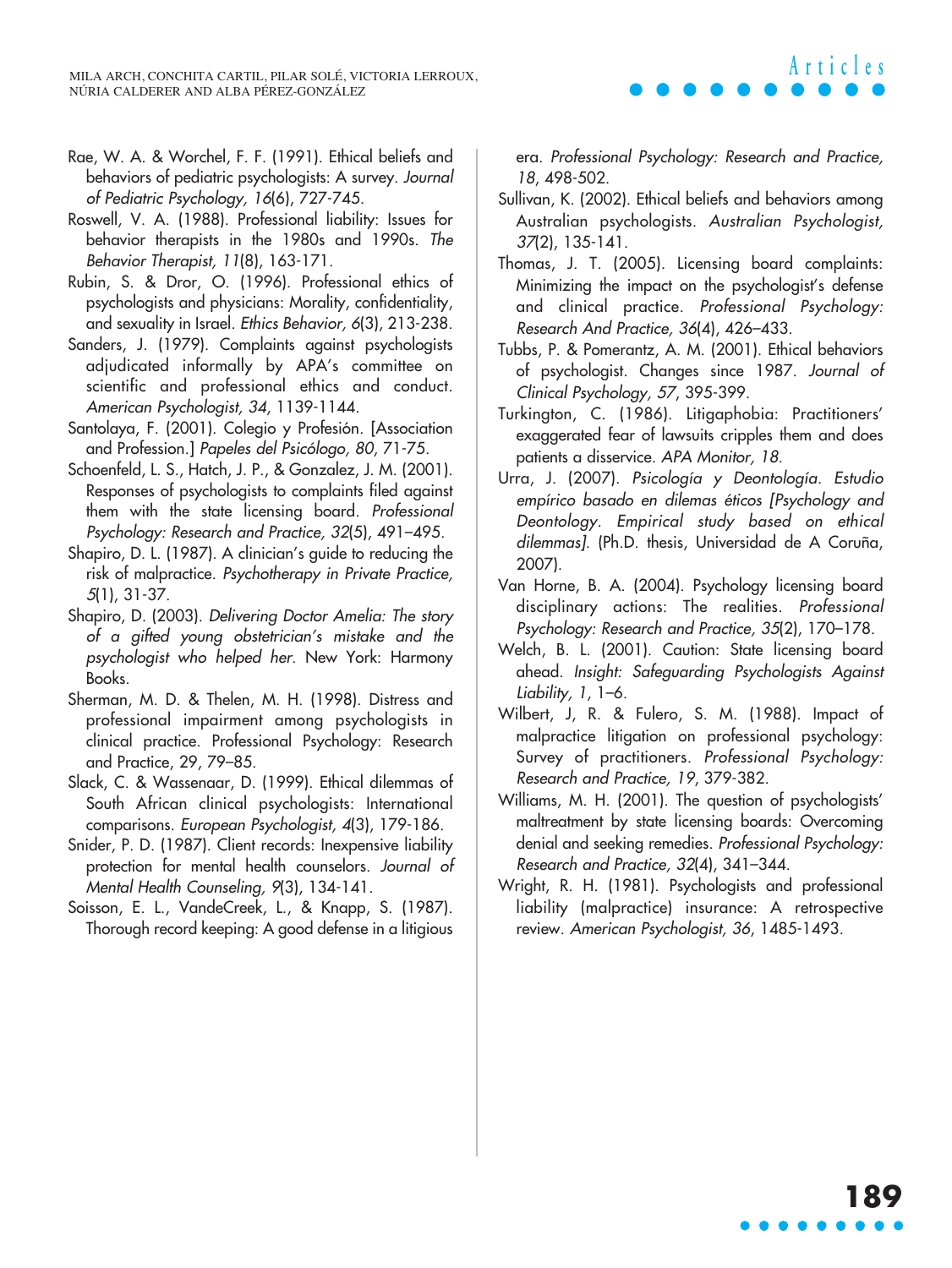Rae, W. A. & Worchel, F. F. (1991). Ethical beliefs and behaviors of pediatric psychologists: A survey. *Journal of Pediatric Psychology, 16*(6), 727-745.

Roswell, V. A. (1988). Professional liability: Issues for behavior therapists in the 1980s and 1990s. *The Behavior Therapist, 11*(8), 163-171.

Rubin, S. & Dror, O. (1996). Professional ethics of psychologists and physicians: Morality, confidentiality, and sexuality in Israel. *Ethics Behavior, 6*(3), 213-238.

Sanders, J. (1979). Complaints against psychologists adjudicated informally by APA's committee on scientific and professional ethics and conduct. *American Psychologist, 34*, 1139-1144.

Santolaya, F. (2001). Colegio y Profesión. [Association and Profession.] *Papeles del Psicólogo, 80*, 71-75.

Schoenfeld, L. S., Hatch, J. P., & Gonzalez, J. M. (2001). Responses of psychologists to complaints filed against them with the state licensing board. *Professional Psychology: Research and Practice, 32*(5), 491–495.

Shapiro, D. L. (1987). A clinician's guide to reducing the risk of malpractice. *Psychotherapy in Private Practice, 5*(1), 31-37.

Shapiro, D. (2003). *Delivering Doctor Amelia: The story of a gifted young obstetrician's mistake and the psychologist who helped her*. New York: Harmony Books.

Sherman, M. D. & Thelen, M. H. (1998). Distress and professional impairment among psychologists in clinical practice. Professional Psychology: Research and Practice, 29, *79–85*.

Slack, C. & Wassenaar, D. (1999). Ethical dilemmas of South African clinical psychologists: International comparisons. *European Psychologist, 4*(3), 179-186.

Snider, P. D. (1987). Client records: Inexpensive liability protection for mental health counselors. *Journal of Mental Health Counseling, 9*(3), 134-141.

Soisson, E. L., VandeCreek, L., & Knapp, S. (1987). Thorough record keeping: A good defense in a litigious era. *Professional Psychology: Research and Practice, 18*, 498-502.

Sullivan, K. (2002). Ethical beliefs and behaviors among Australian psychologists. *Australian Psychologist, 37*(2), 135-141.

Thomas, J. T. (2005). Licensing board complaints: Minimizing the impact on the psychologist's defense and clinical practice. *Professional Psychology: Research And Practice, 36*(4), 426–433.

Tubbs, P. & Pomerantz, A. M. (2001). Ethical behaviors of psychologist. Changes since 1987. *Journal of Clinical Psychology, 57*, 395-399.

Turkington, C. (1986). Litigaphobia: Practitioners' exaggerated fear of lawsuits cripples them and does patients a disservice. *APA Monitor, 18*.

Urra, J. (2007). *Psicología y Deontología. Estudio empírico basado en dilemas éticos [Psychology and Deontology. Empirical study based on ethical dilemmas].* (Ph.D. thesis, Universidad de A Coruña, 2007).

Van Horne, B. A. (2004). Psychology licensing board disciplinary actions: The realities. *Professional Psychology: Research and Practice, 35*(2), 170–178.

Welch, B. L. (2001). Caution: State licensing board ahead. *Insight: Safeguarding Psychologists Against Liability, 1*, 1–6.

Wilbert, J, R. & Fulero, S. M. (1988). Impact of malpractice litigation on professional psychology: Survey of practitioners. *Professional Psychology: Research and Practice, 19*, 379-382.

Williams, M. H. (2001). The question of psychologists' maltreatment by state licensing boards: Overcoming denial and seeking remedies. *Professional Psychology: Research and Practice, 32*(4), 341–344.

Wright, R. H. (1981). Psychologists and professional liability (malpractice) insurance: A retrospective review. *American Psychologist, 36*, 1485-1493.